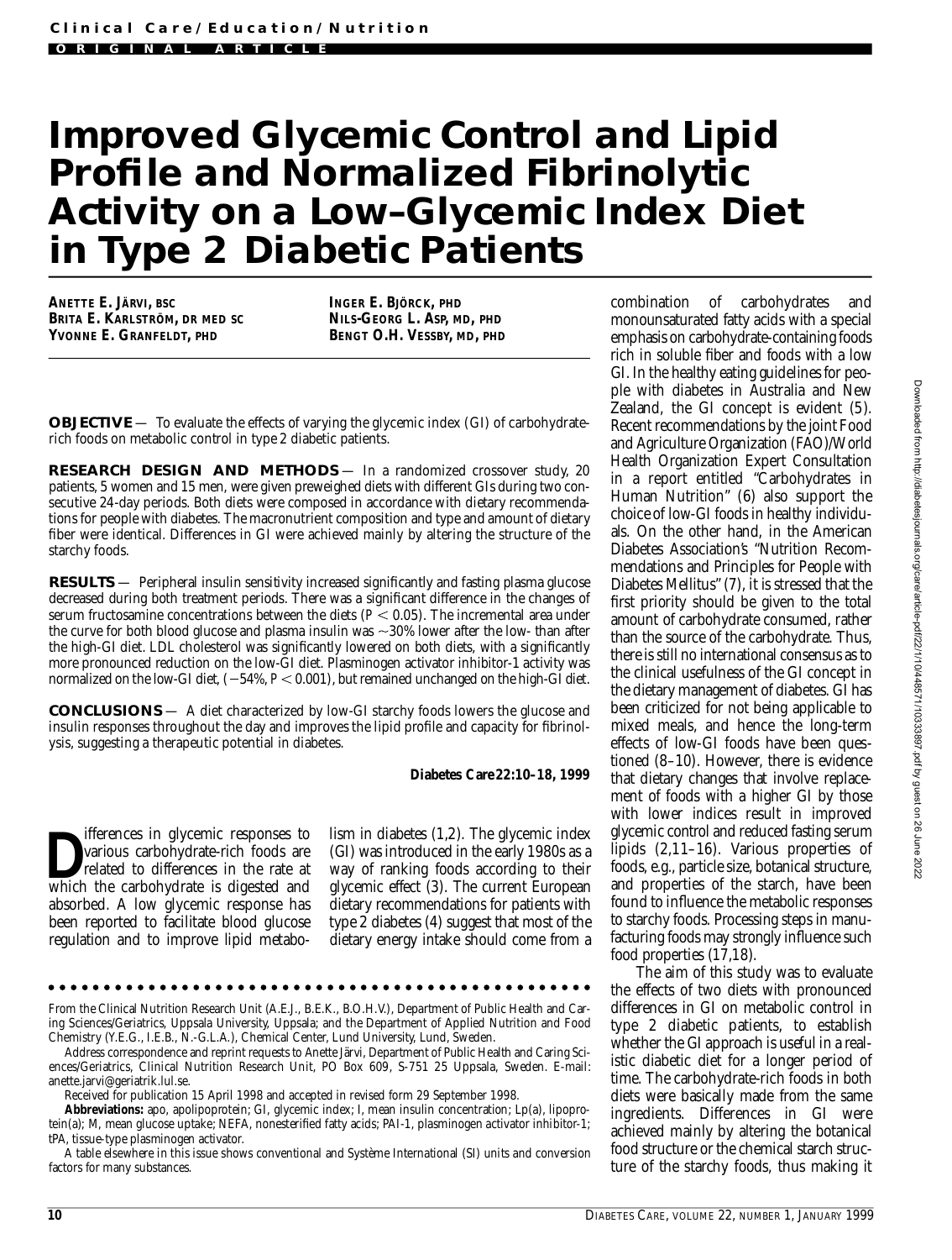Clinical Care/Education/Nutrition

ORIGINAL ARTICLE

# Improved Glycemic Control and Lipid Profile and Normalized Fibrinolytic Activity on a Low–Glycemic Index Diet in Type 2 Diabetic Patients

**ANETTE E. JÄRVI, BSC**
**BRITA E. KARLSTRÖM, DR MED SC**
**YVONNE E. GRANFELDT, PHD**
**INGER E. BJÖRCK, PHD**
**NILS-GEORG L. ASP, MD, PHD**
**BENGT O.H. VESSBY, MD, PHD**

**OBJECTIVE** — To evaluate the effects of varying the glycemic index (GI) of carbohydrate-rich foods on metabolic control in type 2 diabetic patients.

**RESEARCH DESIGN AND METHODS** — In a randomized crossover study, 20 patients, 5 women and 15 men, were given preweighed diets with different GIs during two consecutive 24-day periods. Both diets were composed in accordance with dietary recommendations for people with diabetes. The macronutrient composition and type and amount of dietary fiber were identical. Differences in GI were achieved mainly by altering the structure of the starchy foods.

**RESULTS** — Peripheral insulin sensitivity increased significantly and fasting plasma glucose decreased during both treatment periods. There was a significant difference in the changes of serum fructosamine concentrations between the diets ($P < 0.05$). The incremental area under the curve for both blood glucose and plasma insulin was ~30% lower after the low- than after the high-GI diet. LDL cholesterol was significantly lowered on both diets, with a significantly more pronounced reduction on the low-GI diet. Plasminogen activator inhibitor-1 activity was normalized on the low-GI diet, ($-54\%$, $P < 0.001$), but remained unchanged on the high-GI diet.

**CONCLUSIONS** — A diet characterized by low-GI starchy foods lowers the glucose and insulin responses throughout the day and improves the lipid profile and capacity for fibrinolysis, suggesting a therapeutic potential in diabetes.

**Diabetes Care 22:10–18, 1999**

Differences in glycemic responses to various carbohydrate-rich foods are related to differences in the rate at which the carbohydrate is digested and absorbed. A low glycemic response has been reported to facilitate blood glucose regulation and to improve lipid metabolism in diabetes (1,2). The glycemic index (GI) was introduced in the early 1980s as a way of ranking foods according to their glycemic effect (3). The current European dietary recommendations for patients with type 2 diabetes (4) suggest that most of the dietary energy intake should come from a combination of carbohydrates and monounsaturated fatty acids with a special emphasis on carbohydrate-containing foods rich in soluble fiber and foods with a low GI. In the healthy eating guidelines for people with diabetes in Australia and New Zealand, the GI concept is evident (5). Recent recommendations by the joint Food and Agriculture Organization (FAO)/World Health Organization Expert Consultation in a report entitled "Carbohydrates in Human Nutrition" (6) also support the choice of low-GI foods in healthy individuals. On the other hand, in the American Diabetes Association's "Nutrition Recommendations and Principles for People with Diabetes Mellitus" (7), it is stressed that the first priority should be given to the total amount of carbohydrate consumed, rather than the source of the carbohydrate. Thus, there is still no international consensus as to the clinical usefulness of the GI concept in the dietary management of diabetes. GI has been criticized for not being applicable to mixed meals, and hence the long-term effects of low-GI foods have been questioned (8–10). However, there is evidence that dietary changes that involve replacement of foods with a higher GI by those with lower indices result in improved glycemic control and reduced fasting serum lipids (2,11–16). Various properties of foods, e.g., particle size, botanical structure, and properties of the starch, have been found to influence the metabolic responses to starchy foods. Processing steps in manufacturing foods may strongly influence such food properties (17,18).

The aim of this study was to evaluate the effects of two diets with pronounced differences in GI on metabolic control in type 2 diabetic patients, to establish whether the GI approach is useful in a realistic diabetic diet for a longer period of time. The carbohydrate-rich foods in both diets were basically made from the same ingredients. Differences in GI were achieved mainly by altering the botanical food structure or the chemical starch structure of the starchy foods, thus making it

From the Clinical Nutrition Research Unit (A.E.J., B.E.K., B.O.H.V.), Department of Public Health and Caring Sciences/Geriatrics, Uppsala University, Uppsala; and the Department of Applied Nutrition and Food Chemistry (Y.E.G., I.E.B., N.-G.L.A.), Chemical Center, Lund University, Lund, Sweden.

Address correspondence and reprint requests to Anette Järvi, Department of Public Health and Caring Sciences/Geriatrics, Clinical Nutrition Research Unit, PO Box 609, S-751 25 Uppsala, Sweden. E-mail: anette.jarvi@geriatrik.lul.se.

Received for publication 15 April 1998 and accepted in revised form 29 September 1998.

**Abbreviations:** apo, apolipoprotein; GI, glycemic index; I, mean insulin concentration; Lp(a), lipoprotein(a); M, mean glucose uptake; NEFA, nonesterified fatty acids; PAI-1, plasminogen activator inhibitor-1; tPA, tissue-type plasminogen activator.

A table elsewhere in this issue shows conventional and Système International (SI) units and conversion factors for many substances.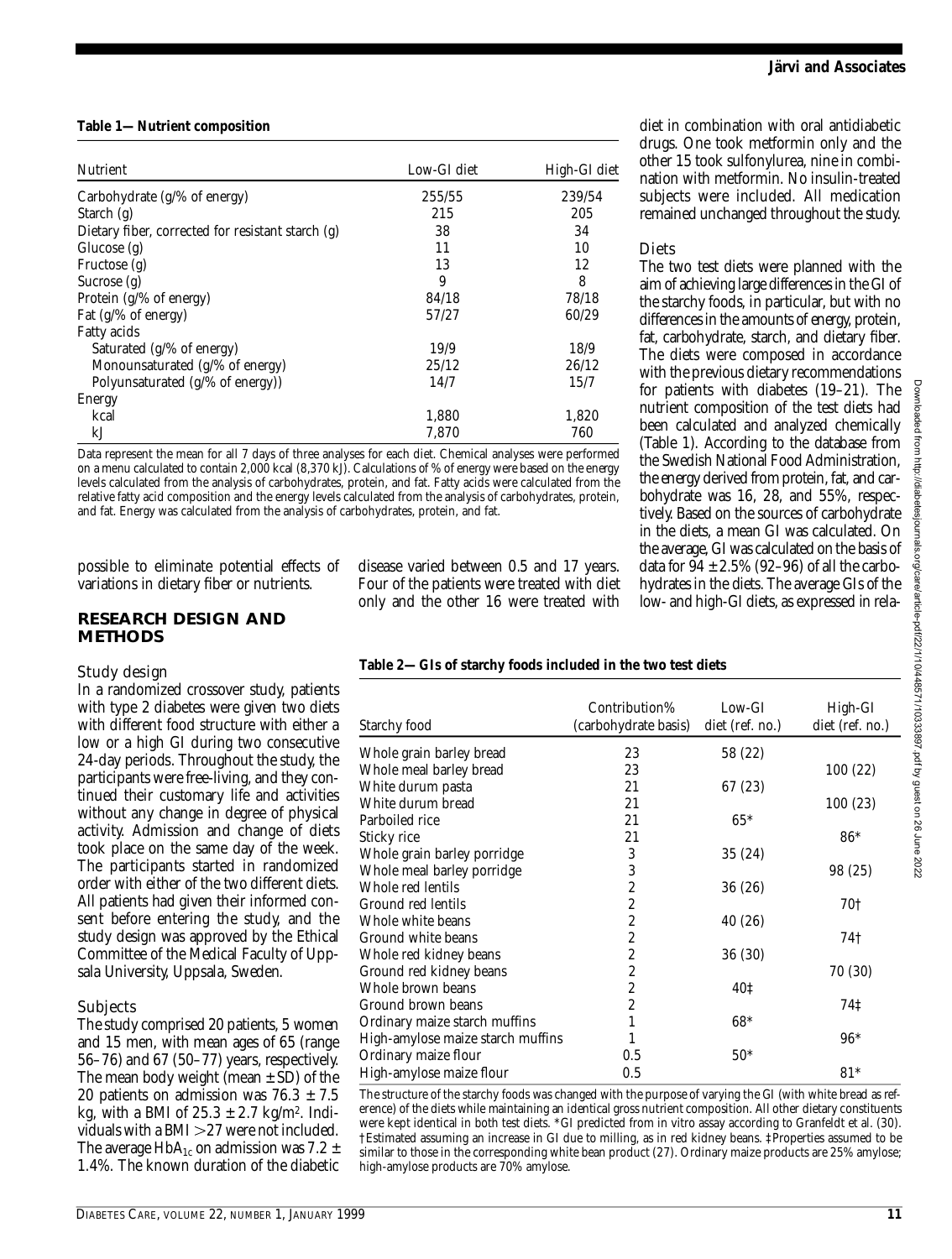**Table 1—Nutrient composition**

| Nutrient | Low-GI diet | High-GI diet |
|---|---|---|
| Carbohydrate (g/% of energy) | 255/55 | 239/54 |
| Starch (g) | 215 | 205 |
| Dietary fiber, corrected for resistant starch (g) | 38 | 34 |
| Glucose (g) | 11 | 10 |
| Fructose (g) | 13 | 12 |
| Sucrose (g) | 9 | 8 |
| Protein (g/% of energy) | 84/18 | 78/18 |
| Fat (g/% of energy) | 57/27 | 60/29 |
| Fatty acids | | |
| Saturated (g/% of energy) | 19/9 | 18/9 |
| Monounsaturated (g/% of energy) | 25/12 | 26/12 |
| Polyunsaturated (g/% of energy)) | 14/7 | 15/7 |
| Energy | | |
| kcal | 1,880 | 1,820 |
| kJ | 7,870 | 760 |

Data represent the mean for all 7 days of three analyses for each diet. Chemical analyses were performed on a menu calculated to contain 2,000 kcal (8,370 kJ). Calculations of % of energy were based on the energy levels calculated from the analysis of carbohydrates, protein, and fat. Fatty acids were calculated from the relative fatty acid composition and the energy levels calculated from the analysis of carbohydrates, protein, and fat. Energy was calculated from the analysis of carbohydrates, protein, and fat.

possible to eliminate potential effects of variations in dietary fiber or nutrients.

## RESEARCH DESIGN AND METHODS

### Study design

In a randomized crossover study, patients with type 2 diabetes were given two diets with different food structure with either a low or a high GI during two consecutive 24-day periods. Throughout the study, the participants were free-living, and they continued their customary life and activities without any change in degree of physical activity. Admission and change of diets took place on the same day of the week. The participants started in randomized order with either of the two different diets. All patients had given their informed consent before entering the study, and the study design was approved by the Ethical Committee of the Medical Faculty of Uppsala University, Uppsala, Sweden.

### Subjects

The study comprised 20 patients, 5 women and 15 men, with mean ages of 65 (range 56–76) and 67 (50–77) years, respectively. The mean body weight (mean ± SD) of the 20 patients on admission was 76.3 ± 7.5 kg, with a BMI of 25.3 ± 2.7 kg/m$^2$. Individuals with a BMI >27 were not included. The average $HbA_{1c}$ on admission was 7.2 ± 1.4%. The known duration of the diabetic disease varied between 0.5 and 17 years. Four of the patients were treated with diet only and the other 16 were treated with diet in combination with oral antidiabetic drugs. One took metformin only and the other 15 took sulfonylurea, nine in combination with metformin. No insulin-treated subjects were included. All medication remained unchanged throughout the study.

### Diets

The two test diets were planned with the aim of achieving large differences in the GI of the starchy foods, in particular, but with no differences in the amounts of energy, protein, fat, carbohydrate, starch, and dietary fiber. The diets were composed in accordance with the previous dietary recommendations for patients with diabetes (19–21). The nutrient composition of the test diets had been calculated and analyzed chemically (Table 1). According to the database from the Swedish National Food Administration, the energy derived from protein, fat, and carbohydrate was 16, 28, and 55%, respectively. Based on the sources of carbohydrate in the diets, a mean GI was calculated. On the average, GI was calculated on the basis of data for 94 ± 2.5% (92–96) of all the carbohydrates in the diets. The average GIs of the low- and high-GI diets, as expressed in rela-

**Table 2—GIs of starchy foods included in the two test diets**

| Starchy food | Contribution% (carbohydrate basis) | Low-GI diet (ref. no.) | High-GI diet (ref. no.) |
|---|---|---|---|
| Whole grain barley bread | 23 | 58 (22) | |
| Whole meal barley bread | 23 | | 100 (22) |
| White durum pasta | 21 | 67 (23) | |
| White durum bread | 21 | | 100 (23) |
| Parboiled rice | 21 | 65* | |
| Sticky rice | 21 | | 86* |
| Whole grain barley porridge | 3 | 35 (24) | |
| Whole meal barley porridge | 3 | | 98 (25) |
| Whole red lentils | 2 | 36 (26) | |
| Ground red lentils | 2 | | 70† |
| Whole white beans | 2 | 40 (26) | |
| Ground white beans | 2 | | 74† |
| Whole red kidney beans | 2 | 36 (30) | |
| Ground red kidney beans | 2 | | 70 (30) |
| Whole brown beans | 2 | 40‡ | |
| Ground brown beans | 2 | | 74‡ |
| Ordinary maize starch muffins | 1 | 68* | |
| High-amylose maize starch muffins | 1 | | 96* |
| Ordinary maize flour | 0.5 | 50* | |
| High-amylose maize flour | 0.5 | | 81* |

The structure of the starchy foods was changed with the purpose of varying the GI (with white bread as reference) of the diets while maintaining an identical gross nutrient composition. All other dietary constituents were kept identical in both test diets. *GI predicted from in vitro assay according to Granfeldt et al. (30). †Estimated assuming an increase in GI due to milling, as in red kidney beans. ‡Properties assumed to be similar to those in the corresponding white bean product (27). Ordinary maize products are 25% amylose; high-amylose products are 70% amylose.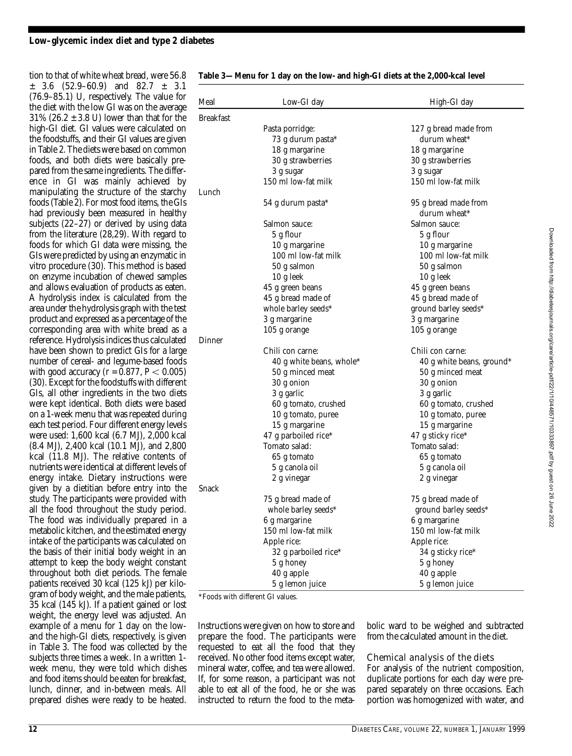tion to that of white wheat bread, were 56.8 ± 3.6 (52.9–60.9) and 82.7 ± 3.1 (76.9–85.1) U, respectively. The value for the diet with the low GI was on the average 31% (26.2 ± 3.8 U) lower than that for the high-GI diet. GI values were calculated on the foodstuffs, and their GI values are given in Table 2. The diets were based on common foods, and both diets were basically prepared from the same ingredients. The difference in GI was mainly achieved by manipulating the structure of the starchy foods (Table 2). For most food items, the GIs had previously been measured in healthy subjects (22–27) or derived by using data from the literature (28,29). With regard to foods for which GI data were missing, the GIs were predicted by using an enzymatic in vitro procedure (30). This method is based on enzyme incubation of chewed samples and allows evaluation of products as eaten. A hydrolysis index is calculated from the area under the hydrolysis graph with the test product and expressed as a percentage of the corresponding area with white bread as a reference. Hydrolysis indices thus calculated have been shown to predict GIs for a large number of cereal- and legume-based foods with good accuracy ($r = 0.877$, $P < 0.005$) (30). Except for the foodstuffs with different GIs, all other ingredients in the two diets were kept identical. Both diets were based on a 1-week menu that was repeated during each test period. Four different energy levels were used: 1,600 kcal (6.7 MJ), 2,000 kcal (8.4 MJ), 2,400 kcal (10.1 MJ), and 2,800 kcal (11.8 MJ). The relative contents of nutrients were identical at different levels of energy intake. Dietary instructions were given by a dietitian before entry into the study. The participants were provided with all the food throughout the study period. The food was individually prepared in a metabolic kitchen, and the estimated energy intake of the participants was calculated on the basis of their initial body weight in an attempt to keep the body weight constant throughout both diet periods. The female patients received 30 kcal (125 kJ) per kilogram of body weight, and the male patients, 35 kcal (145 kJ). If a patient gained or lost weight, the energy level was adjusted. An example of a menu for 1 day on the low- and the high-GI diets, respectively, is given in Table 3. The food was collected by the subjects three times a week. In a written 1-week menu, they were told which dishes and food items should be eaten for breakfast, lunch, dinner, and in-between meals. All prepared dishes were ready to be heated. Instructions were given on how to store and prepare the food. The participants were requested to eat all the food that they received. No other food items except water, mineral water, coffee, and tea were allowed. If, for some reason, a participant was not able to eat all of the food, he or she was instructed to return the food to the metabolic ward to be weighed and subtracted from the calculated amount in the diet.

**Table 3—Menu for 1 day on the low- and high-GI diets at the 2,000-kcal level**

| Meal | Low-GI day | High-GI day |
|---|---|---|
| Breakfast | | |
| | Pasta porridge: | 127 g bread made from durum wheat* |
| | 73 g durum pasta* | |
| | 18 g margarine | 18 g margarine |
| | 30 g strawberries | 30 g strawberries |
| | 3 g sugar | 3 g sugar |
| | 150 ml low-fat milk | 150 ml low-fat milk |
| Lunch | | |
| | 54 g durum pasta* | 95 g bread made from durum wheat* |
| | Salmon sauce: | Salmon sauce: |
| | 5 g flour | 5 g flour |
| | 10 g margarine | 10 g margarine |
| | 100 ml low-fat milk | 100 ml low-fat milk |
| | 50 g salmon | 50 g salmon |
| | 10 g leek | 10 g leek |
| | 45 g green beans | 45 g green beans |
| | 45 g bread made of whole barley seeds* | 45 g bread made of ground barley seeds* |
| | 3 g margarine | 3 g margarine |
| | 105 g orange | 105 g orange |
| Dinner | | |
| | Chili con carne: | Chili con carne: |
| | 40 g white beans, whole* | 40 g white beans, ground* |
| | 50 g minced meat | 50 g minced meat |
| | 30 g onion | 30 g onion |
| | 3 g garlic | 3 g garlic |
| | 60 g tomato, crushed | 60 g tomato, crushed |
| | 10 g tomato, puree | 10 g tomato, puree |
| | 15 g margarine | 15 g margarine |
| | 47 g parboiled rice* | 47 g sticky rice* |
| | Tomato salad: | Tomato salad: |
| | 65 g tomato | 65 g tomato |
| | 5 g canola oil | 5 g canola oil |
| | 2 g vinegar | 2 g vinegar |
| Snack | | |
| | 75 g bread made of whole barley seeds* | 75 g bread made of ground barley seeds* |
| | 6 g margarine | 6 g margarine |
| | 150 ml low-fat milk | 150 ml low-fat milk |
| | Apple rice: | Apple rice: |
| | 32 g parboiled rice* | 34 g sticky rice* |
| | 5 g honey | 5 g honey |
| | 40 g apple | 40 g apple |
| | 5 g lemon juice | 5 g lemon juice |

*Foods with different GI values.

### Chemical analysis of the diets

For analysis of the nutrient composition, duplicate portions for each day were prepared separately on three occasions. Each portion was homogenized with water, and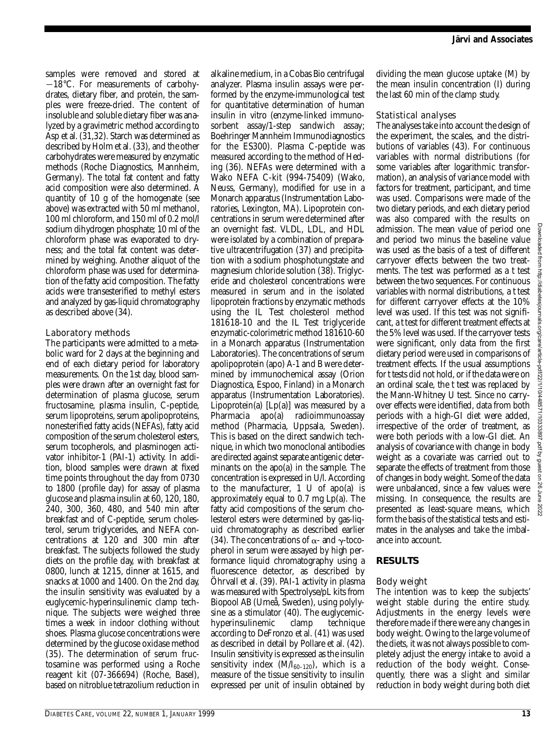samples were removed and stored at −18°C. For measurements of carbohydrates, dietary fiber, and protein, the samples were freeze-dried. The content of insoluble and soluble dietary fiber was analyzed by a gravimetric method according to Asp et al. (31,32). Starch was determined as described by Holm et al. (33), and the other carbohydrates were measured by enzymatic methods (Roche Diagnostics, Mannheim, Germany). The total fat content and fatty acid composition were also determined. A quantity of 10 g of the homogenate (see above) was extracted with 50 ml methanol, 100 ml chloroform, and 150 ml of 0.2 mol/l sodium dihydrogen phosphate; 10 ml of the chloroform phase was evaporated to dryness; and the total fat content was determined by weighing. Another aliquot of the chloroform phase was used for determination of the fatty acid composition. The fatty acids were transesterified to methyl esters and analyzed by gas-liquid chromatography as described above (34).

### Laboratory methods

The participants were admitted to a metabolic ward for 2 days at the beginning and end of each dietary period for laboratory measurements. On the 1st day, blood samples were drawn after an overnight fast for determination of plasma glucose, serum fructosamine, plasma insulin, C-peptide, serum lipoproteins, serum apolipoproteins, nonesterified fatty acids (NEFAs), fatty acid composition of the serum cholesterol esters, serum tocopherols, and plasminogen activator inhibitor-1 (PAI-1) activity. In addition, blood samples were drawn at fixed time points throughout the day from 0730 to 1800 (profile day) for assay of plasma glucose and plasma insulin at 60, 120, 180, 240, 300, 360, 480, and 540 min after breakfast and of C-peptide, serum cholesterol, serum triglycerides, and NEFA concentrations at 120 and 300 min after breakfast. The subjects followed the study diets on the profile day, with breakfast at 0800, lunch at 1215, dinner at 1615, and snacks at 1000 and 1400. On the 2nd day, the insulin sensitivity was evaluated by a euglycemic-hyperinsulinemic clamp technique. The subjects were weighed three times a week in indoor clothing without shoes. Plasma glucose concentrations were determined by the glucose oxidase method (35). The determination of serum fructosamine was performed using a Roche reagent kit (07-366694) (Roche, Basel), based on nitroblue tetrazolium reduction in alkaline medium, in a Cobas Bio centrifugal analyzer. Plasma insulin assays were performed by the enzyme-immunological test for quantitative determination of human insulin in vitro (enzyme-linked immunosorbent assay/1-step sandwich assay; Boehringer Mannheim Immunodiagnostics for the ES300). Plasma C-peptide was measured according to the method of Heding (36). NEFAs were determined with a Wako NEFA C-kit (994-75409) (Wako, Neuss, Germany), modified for use in a Monarch apparatus (Instrumentation Laboratories, Lexington, MA). Lipoprotein concentrations in serum were determined after an overnight fast. VLDL, LDL, and HDL were isolated by a combination of preparative ultracentrifugation (37) and precipitation with a sodium phosphotungstate and magnesium chloride solution (38). Triglyceride and cholesterol concentrations were measured in serum and in the isolated lipoprotein fractions by enzymatic methods using the IL Test cholesterol method 181618-10 and the IL Test triglyceride enzymatic-colorimetric method 181610-60 in a Monarch apparatus (Instrumentation Laboratories). The concentrations of serum apolipoprotein (apo) A-1 and B were determined by immunochemical assay (Orion Diagnostica, Espoo, Finland) in a Monarch apparatus (Instrumentation Laboratories). Lipoprotein(a) [Lp(a)] was measured by a Pharmacia apo(a) radioimmunoassay method (Pharmacia, Uppsala, Sweden). This is based on the direct sandwich technique, in which two monoclonal antibodies are directed against separate antigenic determinants on the apo(a) in the sample. The concentration is expressed in U/l. According to the manufacturer, 1 U of apo(a) is approximately equal to 0.7 mg Lp(a). The fatty acid compositions of the serum cholesterol esters were determined by gas-liquid chromatography as described earlier (34). The concentrations of α- and γ-tocopherol in serum were assayed by high performance liquid chromatography using a fluorescence detector, as described by Öhrvall et al. (39). PAI-1 activity in plasma was measured with Spectrolyse/pL kits from Biopool AB (Umeå, Sweden), using polylysine as a stimulator (40). The euglycemic-hyperinsulinemic clamp technique according to DeFronzo et al. (41) was used as described in detail by Pollare et al. (42). Insulin sensitivity is expressed as the insulin sensitivity index ($M/I_{60–120}$), which is a measure of the tissue sensitivity to insulin expressed per unit of insulin obtained by dividing the mean glucose uptake (M) by the mean insulin concentration (I) during the last 60 min of the clamp study.

### Statistical analyses

The analyses take into account the design of the experiment, the scales, and the distributions of variables (43). For continuous variables with normal distributions (for some variables after logarithmic transformation), an analysis of variance model with factors for treatment, participant, and time was used. Comparisons were made of the two dietary periods, and each dietary period was also compared with the results on admission. The mean value of period one and period two minus the baseline value was used as the basis of a test of different carryover effects between the two treatments. The test was performed as a t test between the two sequences. For continuous variables with normal distributions, a t test for different carryover effects at the 10% level was used. If this test was not significant, a t test for different treatment effects at the 5% level was used. If the carryover tests were significant, only data from the first dietary period were used in comparisons of treatment effects. If the usual assumptions for t tests did not hold, or if the data were on an ordinal scale, the t test was replaced by the Mann-Whitney U test. Since no carryover effects were identified, data from both periods with a high-GI diet were added, irrespective of the order of treatment, as were both periods with a low-GI diet. An analysis of covariance with change in body weight as a covariate was carried out to separate the effects of treatment from those of changes in body weight. Some of the data were unbalanced, since a few values were missing. In consequence, the results are presented as least-square means, which form the basis of the statistical tests and estimates in the analyses and take the imbalance into account.

## RESULTS

### Body weight

The intention was to keep the subjects' weight stable during the entire study. Adjustments in the energy levels were therefore made if there were any changes in body weight. Owing to the large volume of the diets, it was not always possible to completely adjust the energy intake to avoid a reduction of the body weight. Consequently, there was a slight and similar reduction in body weight during both diet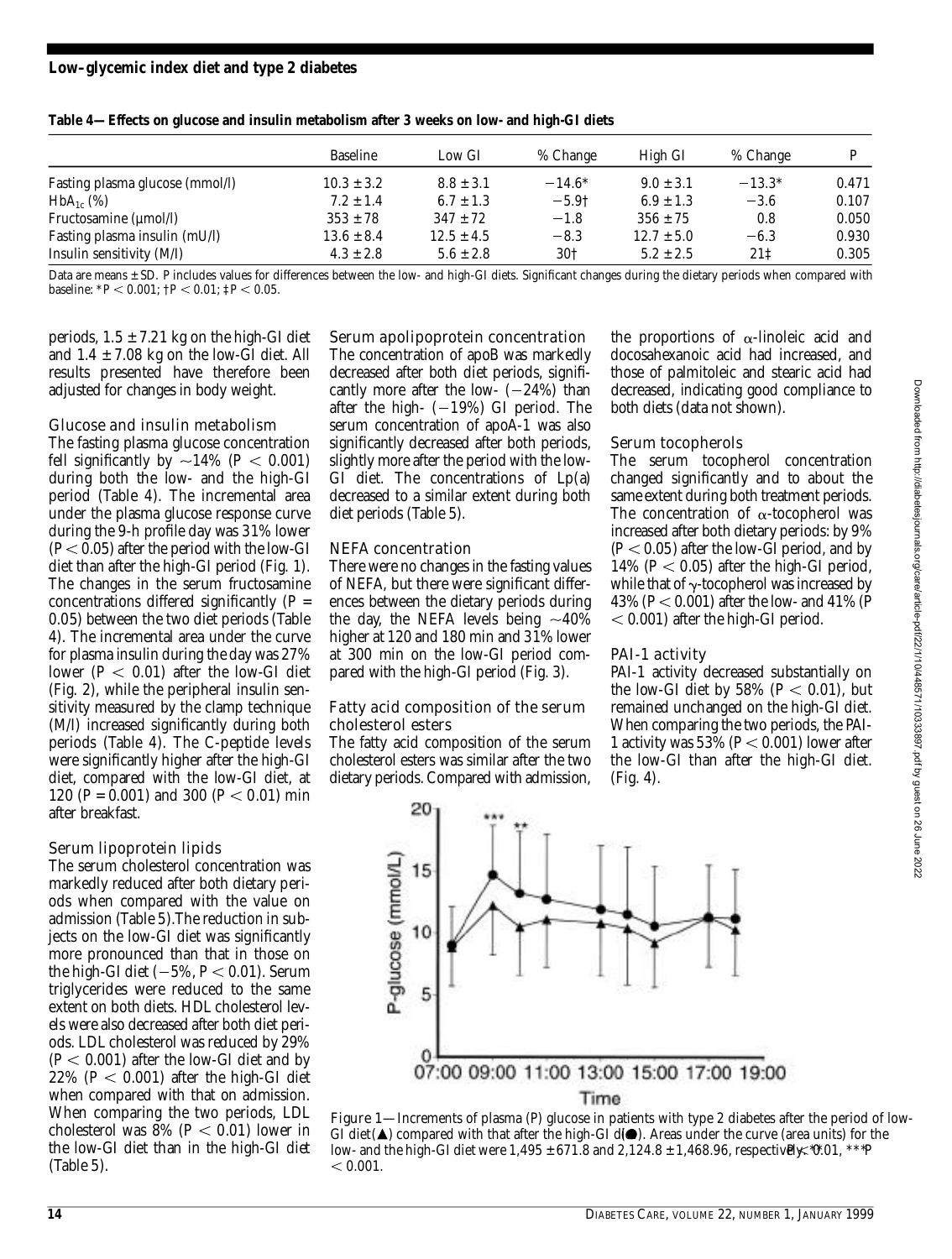**Table 4—Effects on glucose and insulin metabolism after 3 weeks on low- and high-GI diets**

| | Baseline | Low GI | % Change | High GI | % Change | P |
|---|---|---|---|---|---|---|
| Fasting plasma glucose (mmol/l) | 10.3 ± 3.2 | 8.8 ± 3.1 | −14.6* | 9.0 ± 3.1 | −13.3* | 0.471 |
| $HbA_{1c}$ (%) | 7.2 ± 1.4 | 6.7 ± 1.3 | −5.9† | 6.9 ± 1.3 | −3.6 | 0.107 |
| Fructosamine (µmol/l) | 353 ± 78 | 347 ± 72 | −1.8 | 356 ± 75 | 0.8 | 0.050 |
| Fasting plasma insulin (mU/l) | 13.6 ± 8.4 | 12.5 ± 4.5 | −8.3 | 12.7 ± 5.0 | −6.3 | 0.930 |
| Insulin sensitivity (M/I) | 4.3 ± 2.8 | 5.6 ± 2.8 | 30† | 5.2 ± 2.5 | 21‡ | 0.305 |

Data are means ± SD. P includes values for differences between the low- and high-GI diets. Significant changes during the dietary periods when compared with baseline: *$P < 0.001$; †$P < 0.01$; ‡$P < 0.05$.

periods, 1.5 ± 7.21 kg on the high-GI diet and 1.4 ± 7.08 kg on the low-GI diet. All results presented have therefore been adjusted for changes in body weight.

### Glucose and insulin metabolism

The fasting plasma glucose concentration fell significantly by ~14% ($P < 0.001$) during both the low- and the high-GI period (Table 4). The incremental area under the plasma glucose response curve during the 9-h profile day was 31% lower ($P < 0.05$) after the period with the low-GI diet than after the high-GI period (Fig. 1). The changes in the serum fructosamine concentrations differed significantly ($P = 0.05$) between the two diet periods (Table 4). The incremental area under the curve for plasma insulin during the day was 27% lower ($P < 0.01$) after the low-GI diet (Fig. 2), while the peripheral insulin sensitivity measured by the clamp technique (M/I) increased significantly during both periods (Table 4). The C-peptide levels were significantly higher after the high-GI diet, compared with the low-GI diet, at 120 ($P = 0.001$) and 300 ($P < 0.01$) min after breakfast.

### Serum lipoprotein lipids

The serum cholesterol concentration was markedly reduced after both dietary periods when compared with the value on admission (Table 5). The reduction in subjects on the low-GI diet was significantly more pronounced than that in those on the high-GI diet (−5%, $P < 0.01$). Serum triglycerides were reduced to the same extent on both diets. HDL cholesterol levels were also decreased after both diet periods. LDL cholesterol was reduced by 29% ($P < 0.001$) after the low-GI diet and by 22% ($P < 0.001$) after the high-GI diet when compared with that on admission. When comparing the two periods, LDL cholesterol was 8% ($P < 0.01$) lower in the low-GI diet than in the high-GI diet (Table 5).

### Serum apolipoprotein concentration

The concentration of apoB was markedly decreased after both diet periods, significantly more after the low- (−24%) than after the high- (−19%) GI period. The serum concentration of apoA-1 was also significantly decreased after both periods, slightly more after the period with the low-GI diet. The concentrations of Lp(a) decreased to a similar extent during both diet periods (Table 5).

### NEFA concentration

There were no changes in the fasting values of NEFA, but there were significant differences between the dietary periods during the day, the NEFA levels being ~40% higher at 120 and 180 min and 31% lower at 300 min on the low-GI period compared with the high-GI period (Fig. 3).

### Fatty acid composition of the serum cholesterol esters

The fatty acid composition of the serum cholesterol esters was similar after the two dietary periods. Compared with admission, the proportions of α-linoleic acid and docosahexanoic acid had increased, and those of palmitoleic and stearic acid had decreased, indicating good compliance to both diets (data not shown).

### Serum tocopherols

The serum tocopherol concentration changed significantly and to about the same extent during both treatment periods. The concentration of α-tocopherol was increased after both dietary periods: by 9% ($P < 0.05$) after the low-GI period, and by 14% ($P < 0.05$) after the high-GI period, while that of γ-tocopherol was increased by 43% ($P < 0.001$) after the low- and 41% ($P < 0.001$) after the high-GI period.

### PAI-1 activity

PAI-1 activity decreased substantially on the low-GI diet by 58% ($P < 0.01$), but remained unchanged on the high-GI diet. When comparing the two periods, the PAI-1 activity was 53% ($P < 0.001$) lower after the low-GI than after the high-GI diet. (Fig. 4).

Figure 1—Increments of plasma (P) glucose in patients with type 2 diabetes after the period of low-GI diet (▲) compared with that after the high-GI diet (●). Areas under the curve (area units) for the low- and the high-GI diet were 1,495 ± 671.8 and 2,124.8 ± 1,468.96, respectively. **$P < 0.01$, ***$P < 0.001$.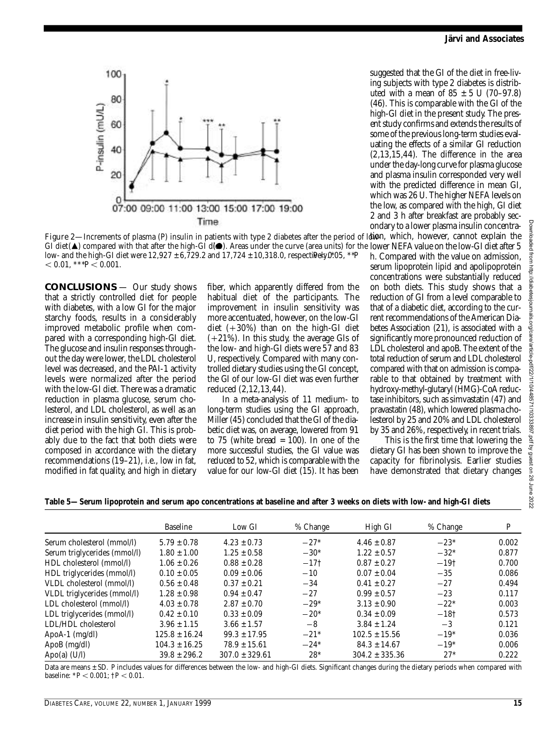Figure 2—Increments of plasma (P) insulin in patients with type 2 diabetes after the period of low-GI diet (▲) compared with that after the high-GI diet (●). Areas under the curve (area units) for the low- and the high-GI diet were 12,927 ± 6,729.2 and 17,724 ± 10,318.0, respectively. *$P < 0.05$, **$P < 0.01$, ***$P < 0.001$.

**CONCLUSIONS** — Our study shows that a strictly controlled diet for people with diabetes, with a low GI for the major starchy foods, results in a considerably improved metabolic profile when compared with a corresponding high-GI diet. The glucose and insulin responses throughout the day were lower, the LDL cholesterol level was decreased, and the PAI-1 activity levels were normalized after the period with the low-GI diet. There was a dramatic reduction in plasma glucose, serum cholesterol, and LDL cholesterol, as well as an increase in insulin sensitivity, even after the diet period with the high GI. This is probably due to the fact that both diets were composed in accordance with the dietary recommendations (19–21), i.e., low in fat, modified in fat quality, and high in dietary fiber, which apparently differed from the habitual diet of the participants. The improvement in insulin sensitivity was more accentuated, however, on the low-GI diet (+30%) than on the high-GI diet (+21%). In this study, the average GIs of the low- and high-GI diets were 57 and 83 U, respectively. Compared with many controlled dietary studies using the GI concept, the GI of our low-GI diet was even further reduced (2,12,13,44).

In a meta-analysis of 11 medium- to long-term studies using the GI approach, Miller (45) concluded that the GI of the diabetic diet was, on average, lowered from 91 to 75 (white bread = 100). In one of the more successful studies, the GI value was reduced to 52, which is comparable with the value for our low-GI diet (15). It has been suggested that the GI of the diet in free-living subjects with type 2 diabetes is distributed with a mean of 85 ± 5 U (70–97.8) (46). This is comparable with the GI of the high-GI diet in the present study. The present study confirms and extends the results of some of the previous long-term studies evaluating the effects of a similar GI reduction (2,13,15,44). The difference in the area under the day-long curve for plasma glucose and plasma insulin corresponded very well with the predicted difference in mean GI, which was 26 U. The higher NEFA levels on the low, as compared with the high, GI diet 2 and 3 h after breakfast are probably secondary to a lower plasma insulin concentration, which, however, cannot explain the lower NEFA value on the low-GI diet after 5 h. Compared with the value on admission, serum lipoprotein lipid and apolipoprotein concentrations were substantially reduced on both diets. This study shows that a reduction of GI from a level comparable to that of a diabetic diet, according to the current recommendations of the American Diabetes Association (21), is associated with a significantly more pronounced reduction of LDL cholesterol and apoB. The extent of the total reduction of serum and LDL cholesterol compared with that on admission is comparable to that obtained by treatment with hydroxy-methyl-glutaryl (HMG)-CoA reductase inhibitors, such as simvastatin (47) and pravastatin (48), which lowered plasma cholesterol by 25 and 20% and LDL cholesterol by 35 and 26%, respectively, in recent trials.

This is the first time that lowering the dietary GI has been shown to improve the capacity for fibrinolysis. Earlier studies have demonstrated that dietary changes

**Table 5—Serum lipoprotein and serum apo concentrations at baseline and after 3 weeks on diets with low- and high-GI diets**

| | Baseline | Low GI | % Change | High GI | % Change | P |
|---|---|---|---|---|---|---|
| Serum cholesterol (mmol/l) | 5.79 ± 0.78 | 4.23 ± 0.73 | −27* | 4.46 ± 0.87 | −23* | 0.002 |
| Serum triglycerides (mmol/l) | 1.80 ± 1.00 | 1.25 ± 0.58 | −30* | 1.22 ± 0.57 | −32* | 0.877 |
| HDL cholesterol (mmol/l) | 1.06 ± 0.26 | 0.88 ± 0.28 | −17† | 0.87 ± 0.27 | −19† | 0.700 |
| HDL triglycerides (mmol/l) | 0.10 ± 0.05 | 0.09 ± 0.06 | −10 | 0.07 ± 0.04 | −35 | 0.086 |
| VLDL cholesterol (mmol/l) | 0.56 ± 0.48 | 0.37 ± 0.21 | −34 | 0.41 ± 0.27 | −27 | 0.494 |
| VLDL triglycerides (mmol/l) | 1.28 ± 0.98 | 0.94 ± 0.47 | −27 | 0.99 ± 0.57 | −23 | 0.117 |
| LDL cholesterol (mmol/l) | 4.03 ± 0.78 | 2.87 ± 0.70 | −29* | 3.13 ± 0.90 | −22* | 0.003 |
| LDL triglycerides (mmol/l) | 0.42 ± 0.10 | 0.33 ± 0.09 | −20* | 0.34 ± 0.09 | −18† | 0.573 |
| LDL/HDL cholesterol | 3.96 ± 1.15 | 3.66 ± 1.57 | −8 | 3.84 ± 1.24 | −3 | 0.121 |
| ApoA-1 (mg/dl) | 125.8 ± 16.24 | 99.3 ± 17.95 | −21* | 102.5 ± 15.56 | −19* | 0.036 |
| ApoB (mg/dl) | 104.3 ± 16.25 | 78.9 ± 15.61 | −24* | 84.3 ± 14.67 | −19* | 0.006 |
| Apo(a) (U/l) | 39.8 ± 296.2 | 307.0 ± 329.61 | 28* | 304.2 ± 335.36 | 27* | 0.222 |

Data are means ± SD. P includes values for differences between the low- and high-GI diets. Significant changes during the dietary periods when compared with baseline: *$P < 0.001$; †$P < 0.01$.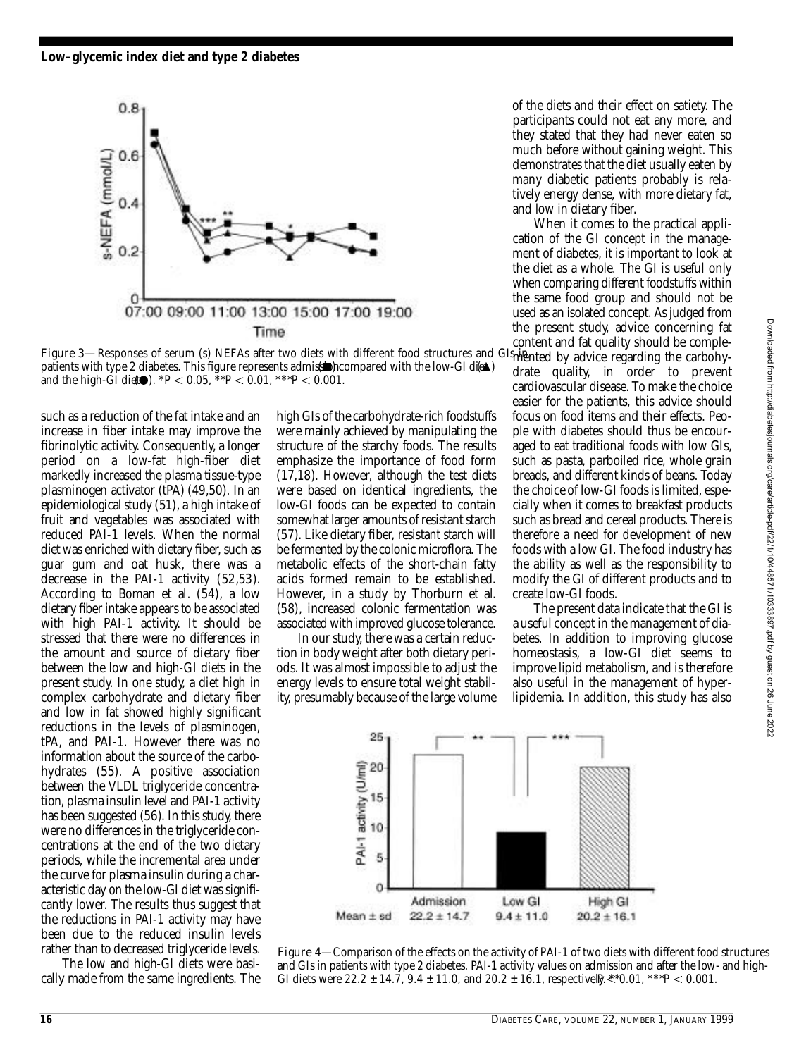Figure 3—Responses of serum (s) NEFAs after two diets with different food structures and GIs in patients with type 2 diabetes. This figure represents admission (■) compared with the low-GI diet (▲) and the high-GI diet (●). $*P < 0.05$, $**P < 0.01$, $***P < 0.001$.

such as a reduction of the fat intake and an increase in fiber intake may improve the fibrinolytic activity. Consequently, a longer period on a low-fat high-fiber diet markedly increased the plasma tissue-type plasminogen activator (tPA) (49,50). In an epidemiological study (51), a high intake of fruit and vegetables was associated with reduced PAI-1 levels. When the normal diet was enriched with dietary fiber, such as guar gum and oat husk, there was a decrease in the PAI-1 activity (52,53). According to Boman et al. (54), a low dietary fiber intake appears to be associated with high PAI-1 activity. It should be stressed that there were no differences in the amount and source of dietary fiber between the low and high-GI diets in the present study. In one study, a diet high in complex carbohydrate and dietary fiber and low in fat showed highly significant reductions in the levels of plasminogen, tPA, and PAI-1. However there was no information about the source of the carbohydrates (55). A positive association between the VLDL triglyceride concentration, plasma insulin level and PAI-1 activity has been suggested (56). In this study, there were no differences in the triglyceride concentrations at the end of the two dietary periods, while the incremental area under the curve for plasma insulin during a characteristic day on the low-GI diet was significantly lower. The results thus suggest that the reductions in PAI-1 activity may have been due to the reduced insulin levels rather than to decreased triglyceride levels.

The low and high-GI diets were basically made from the same ingredients. The high GIs of the carbohydrate-rich foodstuffs were mainly achieved by manipulating the structure of the starchy foods. The results emphasize the importance of food form (17,18). However, although the test diets were based on identical ingredients, the low-GI foods can be expected to contain somewhat larger amounts of resistant starch (57). Like dietary fiber, resistant starch will be fermented by the colonic microflora. The metabolic effects of the short-chain fatty acids formed remain to be established. However, in a study by Thorburn et al. (58), increased colonic fermentation was associated with improved glucose tolerance.

In our study, there was a certain reduction in body weight after both dietary periods. It was almost impossible to adjust the energy levels to ensure total weight stability, presumably because of the large volume of the diets and their effect on satiety. The participants could not eat any more, and they stated that they had never eaten so much before without gaining weight. This demonstrates that the diet usually eaten by many diabetic patients probably is relatively energy dense, with more dietary fat, and low in dietary fiber.

When it comes to the practical application of the GI concept in the management of diabetes, it is important to look at the diet as a whole. The GI is useful only when comparing different foodstuffs within the same food group and should not be used as an isolated concept. As judged from the present study, advice concerning fat content and fat quality should be complemented by advice regarding the carbohydrate quality, in order to prevent cardiovascular disease. To make the choice easier for the patients, this advice should focus on food items and their effects. People with diabetes should thus be encouraged to eat traditional foods with low GIs, such as pasta, parboiled rice, whole grain breads, and different kinds of beans. Today the choice of low-GI foods is limited, especially when it comes to breakfast products such as bread and cereal products. There is therefore a need for development of new foods with a low GI. The food industry has the ability as well as the responsibility to modify the GI of different products and to create low-GI foods.

The present data indicate that the GI is a useful concept in the management of diabetes. In addition to improving glucose homeostasis, a low-GI diet seems to improve lipid metabolism, and is therefore also useful in the management of hyperlipidemia. In addition, this study has also

Figure 4—Comparison of the effects on the activity of PAI-1 of two diets with different food structures and GIs in patients with type 2 diabetes. PAI-1 activity values on admission and after the low- and high-GI diets were 22.2 ± 14.7, 9.4 ± 11.0, and 20.2 ± 16.1, respectively. $**P < 0.01$, $***P < 0.001$.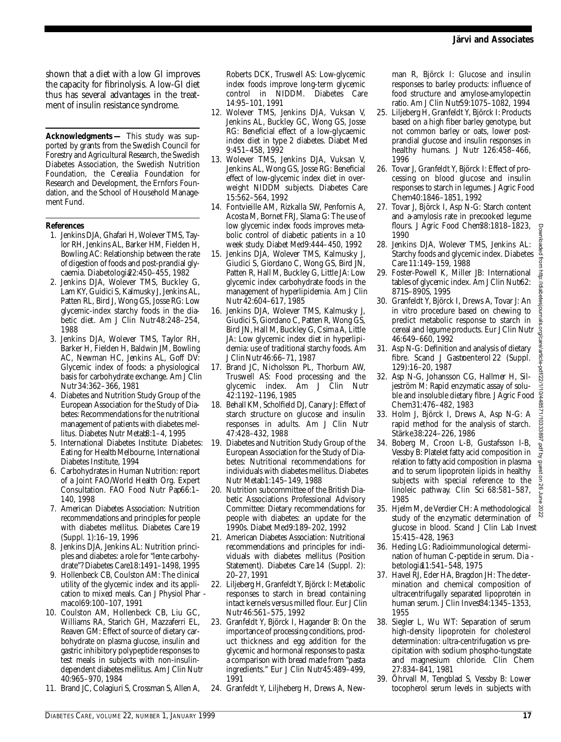shown that a diet with a low GI improves the capacity for fibrinolysis. A low-GI diet thus has several advantages in the treatment of insulin resistance syndrome.

**Acknowledgments —** This study was supported by grants from the Swedish Council for Forestry and Agricultural Research, the Swedish Diabetes Association, the Swedish Nutrition Foundation, the Cerealia Foundation for Research and Development, the Ernfors Foundation, and the School of Household Management Fund.

## References

1. Jenkins DJA, Ghafari H, Wolever TMS, Taylor RH, Jenkins AL, Barker HM, Fielden H, Bowling AC: Relationship between the rate of digestion of foods and post-prandial glycaemia. *Diabetologia* 22:450–455, 1982
2. Jenkins DJA, Wolever TMS, Buckley G, Lam KY, Guidici S, Kalmusky J, Jenkins AL, Patten RL, Bird J, Wong GS, Josse RG: Low glycemic-index starchy foods in the diabetic diet. *Am J Clin Nutr* 48:248–254, 1988
3. Jenkins DJA, Wolever TMS, Taylor RH, Barker H, Fielden H, Baldwin JM, Bowling AC, Newman HC, Jenkins AL, Goff DV: Glycemic index of foods: a physiological basis for carbohydrate exchange. *Am J Clin Nutr* 34:362–366, 1981
4. Diabetes and Nutrition Study Group of the European Association for the Study of Diabetes: Recommendations for the nutritional management of patients with diabetes mellitus. *Diabetes Nutr Metab* 8:1–4, 1995
5. International Diabetes Institute: *Diabetes: Eating for Health*. Melbourne, International Diabetes Institute, 1994
6. Carbohydrates in Human Nutrition: report of a Joint FAO/World Health Org. Expert Consultation. *FAO Food Nutr Pap* 66:1–140, 1998
7. American Diabetes Association: Nutrition recommendations and principles for people with diabetes mellitus. *Diabetes Care* 19 (Suppl. 1):16–19, 1996
8. Jenkins DJA, Jenkins AL: Nutrition principles and diabetes: a role for "lente carbohydrate"? *Diabetes Care* 18:1491–1498, 1995
9. Hollenbeck CB, Coulston AM: The clinical utility of the glycemic index and its application to mixed meals. *Can J Physiol Pharmacol* 69:100–107, 1991
10. Coulston AM, Hollenbeck CB, Liu GC, Williams RA, Starich GH, Mazzaferri EL, Reaven GM: Effect of source of dietary carbohydrate on plasma glucose, insulin and gastric inhibitory polypeptide responses to test meals in subjects with non-insulin-dependent diabetes mellitus. *Am J Clin Nutr* 40:965–970, 1984
11. Brand JC, Colagiuri S, Crossman S, Allen A, Roberts DCK, Truswell AS: Low-glycemic index foods improve long-term glycemic control in NIDDM. *Diabetes Care* 14:95–101, 1991
12. Wolever TMS, Jenkins DJA, Vuksan V, Jenkins AL, Buckley GC, Wong GS, Josse RG: Beneficial effect of a low-glycaemic index diet in type 2 diabetes. *Diabet Med* 9:451–458, 1992
13. Wolever TMS, Jenkins DJA, Vuksan V, Jenkins AL, Wong GS, Josse RG: Beneficial effect of low-glycemic index diet in overweight NIDDM subjects. *Diabetes Care* 15:562–564, 1992
14. Fontvieille AM, Rizkalla SW, Penfornis A, Acosta M, Bornet FRJ, Slama G: The use of low glycemic index foods improves metabolic control of diabetic patients in a 10 week study. *Diabet Med* 9:444–450, 1992
15. Jenkins DJA, Wolever TMS, Kalmusky J, Giudici S, Giordano C, Wong GS, Bird JN, Patten R, Hall M, Buckley G, Little JA: Low glycemic index carbohydrate foods in the management of hyperlipidemia. *Am J Clin Nutr* 42:604–617, 1985
16. Jenkins DJA, Wolever TMS, Kalmusky J, Giudici S, Giordano C, Patten R, Wong GS, Bird JN, Hall M, Buckley G, Csima A, Little JA: Low glycemic index diet in hyperlipidemia: use of traditional starchy foods. *Am J Clin Nutr* 46:66–71, 1987
17. Brand JC, Nicholsson PL, Thorburn AW, Truswell AS: Food processing and the glycemic index. *Am J Clin Nutr* 42:1192–1196, 1985
18. Behall KM, Scholfield DJ, Canary J: Effect of starch structure on glucose and insulin responses in adults. *Am J Clin Nutr* 47:428–432, 1988
19. Diabetes and Nutrition Study Group of the European Association for the Study of Diabetes: Nutritional recommendations for individuals with diabetes mellitus. *Diabetes Nutr Metab* 1:145–149, 1988
20. Nutrition subcommittee of the British Diabetic Associations Professional Advisory Committee: Dietary recommendations for people with diabetes: an update for the 1990s. *Diabet Med* 9:189–202, 1992
21. American Diabetes Association: Nutritional recommendations and principles for individuals with diabetes mellitus (Position Statement). *Diabetes Care* 14 (Suppl. 2): 20–27, 1991
22. Liljeberg H, Granfeldt Y, Björck I: Metabolic responses to starch in bread containing intact kernels versus milled flour. *Eur J Clin Nutr* 46:561–575, 1992
23. Granfeldt Y, Björck I, Hagander B: On the importance of processing conditions, product thickness and egg addition for the glycemic and hormonal responses to pasta: a comparison with bread made from "pasta ingredients." *Eur J Clin Nutr* 45:489–499, 1991
24. Granfeldt Y, Liljeberg H, Drews A, Newman R, Björck I: Glucose and insulin responses to barley products: influence of food structure and amylose-amylopectin ratio. *Am J Clin Nutr* 59:1075–1082, 1994
25. Liljeberg H, Granfeldt Y, Björck I: Products based on a high fiber barley genotype, but not common barley or oats, lower postprandial glucose and insulin responses in healthy humans. *J Nutr* 126:458–466, 1996
26. Tovar J, Granfeldt Y, Björck I: Effect of processing on blood glucose and insulin responses to starch in legumes. *J Agric Food Chem* 40:1846–1851, 1992
27. Tovar J, Björck I, Asp N-G: Starch content and a-amylosis rate in precooked legume flours. *J Agric Food Chem* 38:1818–1823, 1990
28. Jenkins DJA, Wolever TMS, Jenkins AL: Starchy foods and glycemic index. *Diabetes Care* 11:149–159, 1988
29. Foster-Powell K, Miller JB: International tables of glycemic index. *Am J Clin Nutr* 62: 871S–890S, 1995
30. Granfeldt Y, Björck I, Drews A, Tovar J: An in vitro procedure based on chewing to predict metabolic response to starch in cereal and legume products. *Eur J Clin Nutr* 46:649–660, 1992
31. Asp N-G: Definition and analysis of dietary fibre. *Scand J Gastroenterol* 22 (Suppl. 129):16–20, 1987
32. Asp N-G, Johansson CG, Hallmer H, Siljeström M: Rapid enzymatic assay of soluble and insoluble dietary fibre. *J Agric Food Chem* 31:476–482, 1983
33. Holm J, Björck I, Drews A, Asp N-G: A rapid method for the analysis of starch. *Stärke* 38:224–226, 1986
34. Boberg M, Croon L-B, Gustafsson I-B, Vessby B: Platelet fatty acid composition in relation to fatty acid composition in plasma and to serum lipoprotein lipids in healthy subjects with special reference to the linoleic pathway. *Clin Sci* 68:581–587, 1985
35. Hjelm M, de Verdier CH: A methodological study of the enzymatic determination of glucose in blood. *Scand J Clin Lab Invest* 15:415–428, 1963
36. Heding LG: Radioimmunological determination of human C-peptide in serum. *Diabetologia* 11:541–548, 1975
37. Havel RJ, Eder HA, Bragdon JH: The determination and chemical composition of ultracentrifugally separated lipoprotein in human serum. *J Clin Invest* 34:1345–1353, 1955
38. Siegler L, Wu WT: Separation of serum high-density lipoprotein for cholesterol determination: ultra-centrifugation vs precipitation with sodium phospho-tungstate and magnesium chloride. *Clin Chem* 27:838–841, 1981
39. Öhrvall M, Tengblad S, Vessby B: Lower tocopherol serum levels in subjects with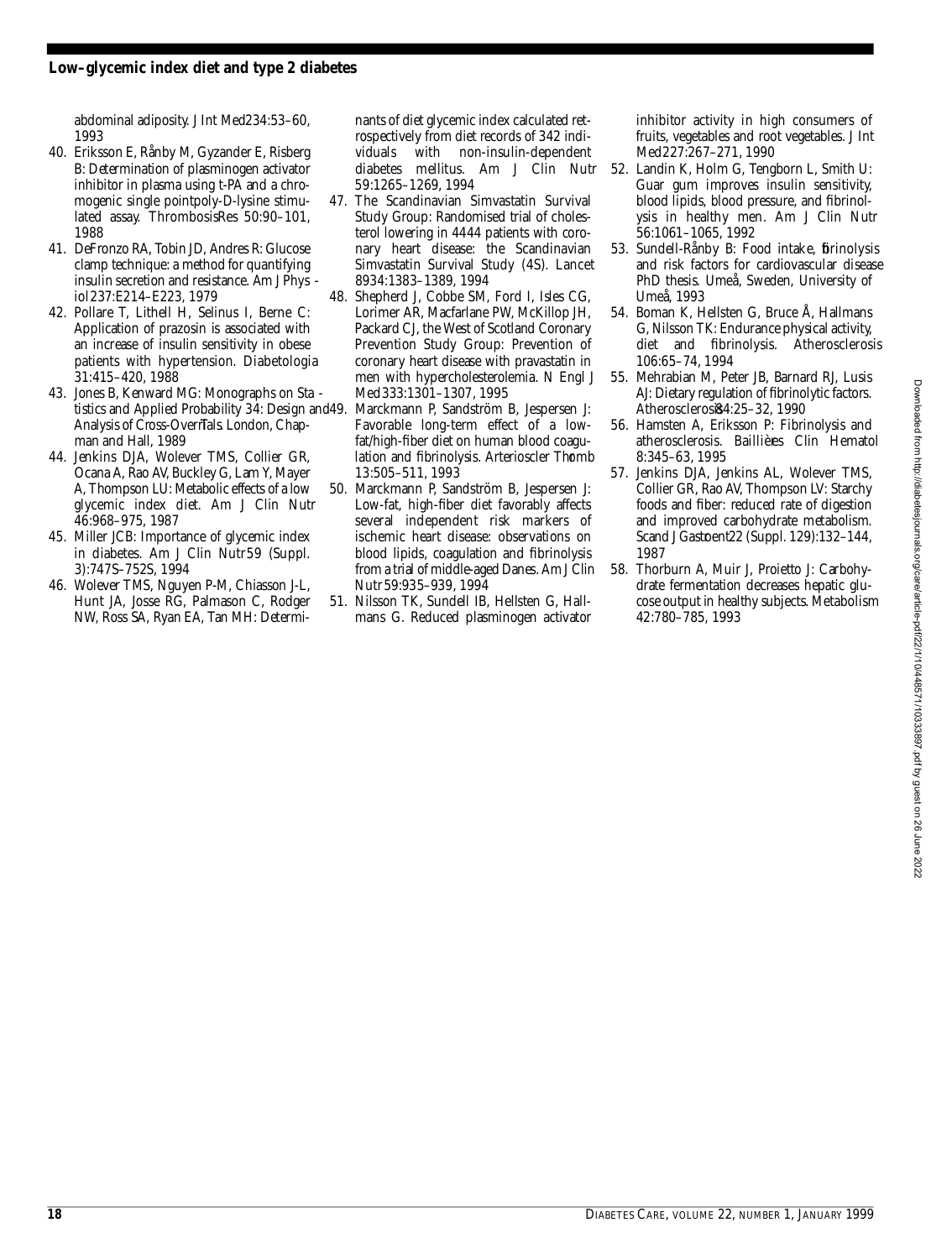abdominal adiposity. J Int Med 234:53–60, 1993

40. Eriksson E, Rånby M, Gyzander E, Risberg B: Determination of plasminogen activator inhibitor in plasma using t-PA and a chromogenic single point poly-D-lysine stimulated assay. Thrombosis Res 50:90–101, 1988
41. DeFronzo RA, Tobin JD, Andres R: Glucose clamp technique: a method for quantifying insulin secretion and resistance. Am J Physiol 237:E214–E223, 1979
42. Pollare T, Lithell H, Selinus I, Berne C: Application of prazosin is associated with an increase of insulin sensitivity in obese patients with hypertension. Diabetologia 31:415–420, 1988
43. Jones B, Kenward MG: Monographs on Statistics and Applied Probability 34: Design and Analysis of Cross-Over Trials. London, Chapman and Hall, 1989
44. Jenkins DJA, Wolever TMS, Collier GR, Ocana A, Rao AV, Buckley G, Lam Y, Mayer A, Thompson LU: Metabolic effects of a low glycemic index diet. Am J Clin Nutr 46:968–975, 1987
45. Miller JCB: Importance of glycemic index in diabetes. Am J Clin Nutr 59 (Suppl. 3):747S–752S, 1994
46. Wolever TMS, Nguyen P-M, Chiasson J-L, Hunt JA, Josse RG, Palmason C, Rodger NW, Ross SA, Ryan EA, Tan MH: Determinants of diet glycemic index calculated retrospectively from diet records of 342 individuals with non-insulin-dependent diabetes mellitus. Am J Clin Nutr 59:1265–1269, 1994
47. The Scandinavian Simvastatin Survival Study Group: Randomised trial of cholesterol lowering in 4444 patients with coronary heart disease: the Scandinavian Simvastatin Survival Study (4S). Lancet 8934:1383–1389, 1994
48. Shepherd J, Cobbe SM, Ford I, Isles CG, Lorimer AR, Macfarlane PW, McKillop JH, Packard CJ, the West of Scotland Coronary Prevention Study Group: Prevention of coronary heart disease with pravastatin in men with hypercholesterolemia. N Engl J Med 333:1301–1307, 1995
49. Marckmann P, Sandström B, Jespersen J: Favorable long-term effect of a low-fat/high-fiber diet on human blood coagulation and fibrinolysis. Arterioscler Thromb 13:505–511, 1993
50. Marckmann P, Sandström B, Jespersen J: Low-fat, high-fiber diet favorably affects several independent risk markers of ischemic heart disease: observations on blood lipids, coagulation and fibrinolysis from a trial of middle-aged Danes. Am J Clin Nutr 59:935–939, 1994
51. Nilsson TK, Sundell IB, Hellsten G, Hallmans G. Reduced plasminogen activator inhibitor activity in high consumers of fruits, vegetables and root vegetables. J Int Med 227:267–271, 1990
52. Landin K, Holm G, Tengborn L, Smith U: Guar gum improves insulin sensitivity, blood lipids, blood pressure, and fibrinolysis in healthy men. Am J Clin Nutr 56:1061–1065, 1992
53. Sundell-Rånby B: Food intake, fibrinolysis and risk factors for cardiovascular disease PhD thesis. Umeå, Sweden, University of Umeå, 1993
54. Boman K, Hellsten G, Bruce Å, Hallmans G, Nilsson TK: Endurance physical activity, diet and fibrinolysis. Atherosclerosis 106:65–74, 1994
55. Mehrabian M, Peter JB, Barnard RJ, Lusis AJ: Dietary regulation of fibrinolytic factors. Atherosclerosis 84:25–32, 1990
56. Hamsten A, Eriksson P: Fibrinolysis and atherosclerosis. Baillières Clin Hematol 8:345–63, 1995
57. Jenkins DJA, Jenkins AL, Wolever TMS, Collier GR, Rao AV, Thompson LV: Starchy foods and fiber: reduced rate of digestion and improved carbohydrate metabolism. Scand J Gastroent 22 (Suppl. 129):132–144, 1987
58. Thorburn A, Muir J, Proietto J: Carbohydrate fermentation decreases hepatic glucose output in healthy subjects. Metabolism 42:780–785, 1993